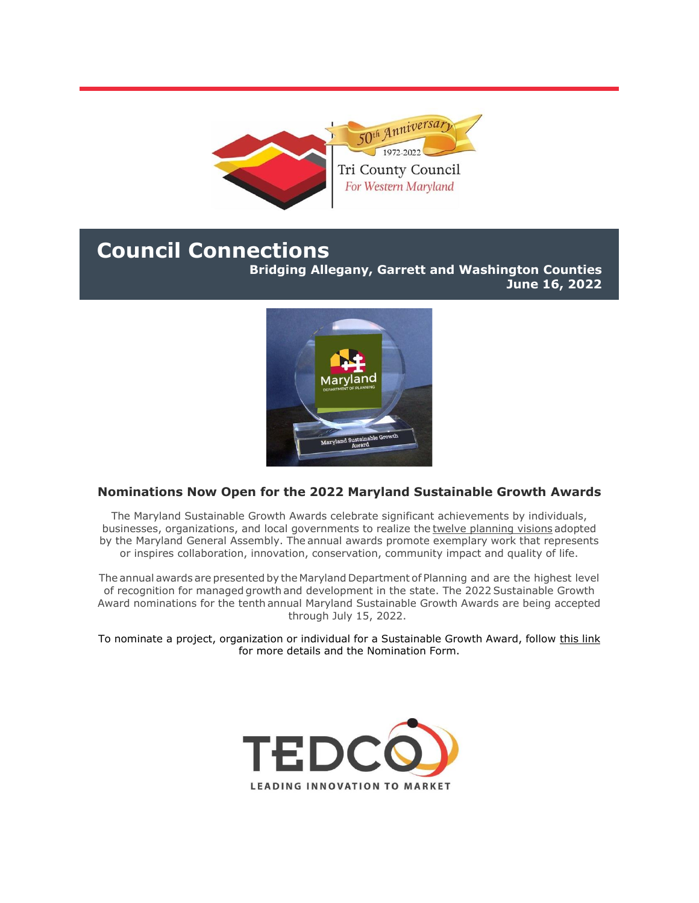# Council Connections

**Bridging Allegany, Garrett and Washington Counties**
**June 16, 2022**

### Nominations Now Open for the 2022 Maryland Sustainable Growth Awards

The Maryland Sustainable Growth Awards celebrate significant achievements by individuals, businesses, organizations, and local governments to realize the twelve planning visions adopted by the Maryland General Assembly. The annual awards promote exemplary work that represents or inspires collaboration, innovation, conservation, community impact and quality of life.

The annual awards are presented by the Maryland Department of Planning and are the highest level of recognition for managed growth and development in the state. The 2022 Sustainable Growth Award nominations for the tenth annual Maryland Sustainable Growth Awards are being accepted through July 15, 2022.

To nominate a project, organization or individual for a Sustainable Growth Award, follow this link for more details and the Nomination Form.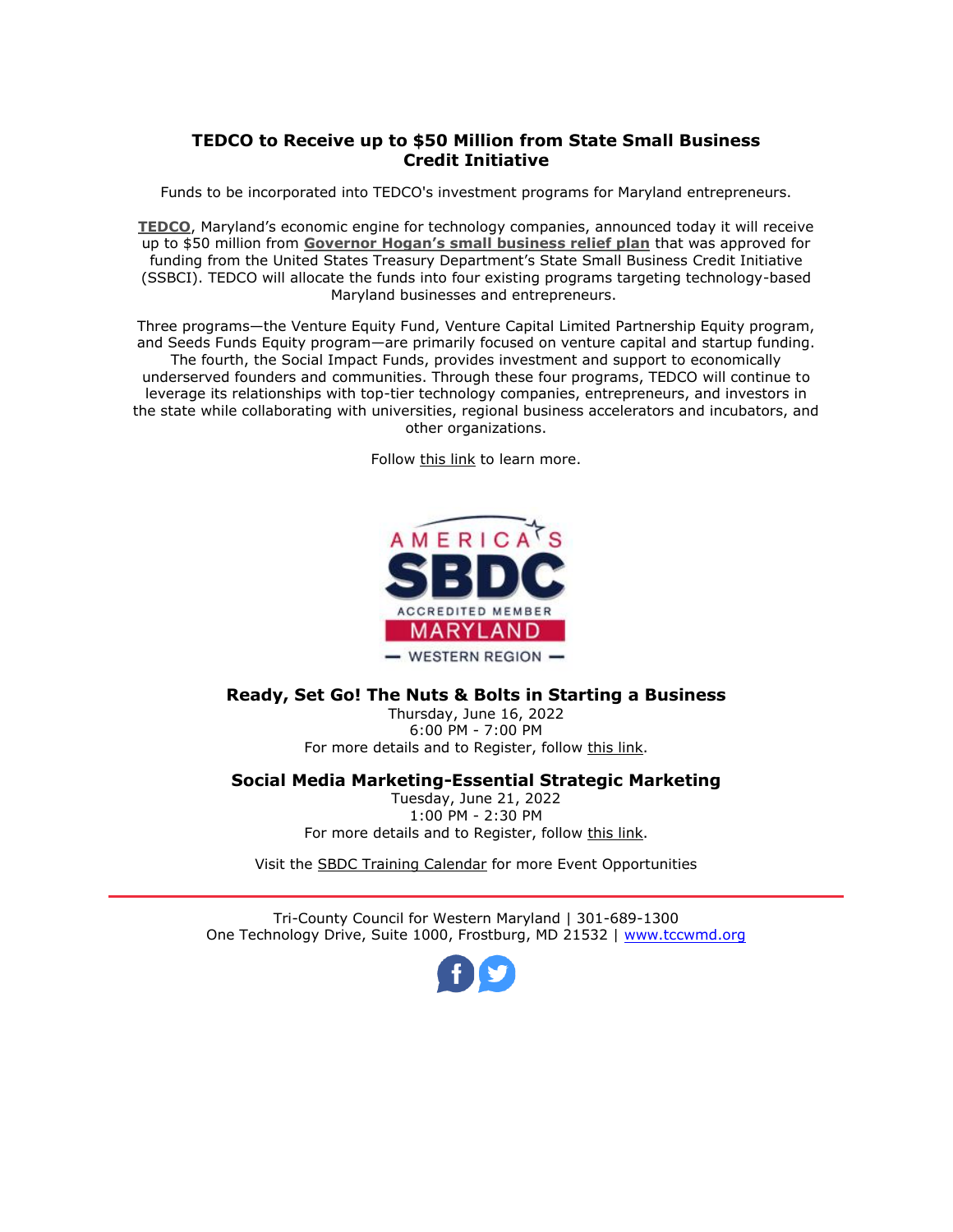## TEDCO to Receive up to $50 Million from State Small Business Credit Initiative

Funds to be incorporated into TEDCO's investment programs for Maryland entrepreneurs.

**TEDCO**, Maryland's economic engine for technology companies, announced today it will receive up to $50 million from **Governor Hogan's small business relief plan** that was approved for funding from the United States Treasury Department's State Small Business Credit Initiative (SSBCI). TEDCO will allocate the funds into four existing programs targeting technology-based Maryland businesses and entrepreneurs.

Three programs—the Venture Equity Fund, Venture Capital Limited Partnership Equity program, and Seeds Funds Equity program—are primarily focused on venture capital and startup funding. The fourth, the Social Impact Funds, provides investment and support to economically underserved founders and communities. Through these four programs, TEDCO will continue to leverage its relationships with top-tier technology companies, entrepreneurs, and investors in the state while collaborating with universities, regional business accelerators and incubators, and other organizations.

Follow this link to learn more.

AMERICA'S SBDC
ACCREDITED MEMBER
MARYLAND
WESTERN REGION

### Ready, Set Go! The Nuts & Bolts in Starting a Business

Thursday, June 16, 2022
6:00 PM - 7:00 PM
For more details and to Register, follow this link.

### Social Media Marketing-Essential Strategic Marketing

Tuesday, June 21, 2022
1:00 PM - 2:30 PM
For more details and to Register, follow this link.

Visit the SBDC Training Calendar for more Event Opportunities

---

Tri-County Council for Western Maryland | 301-689-1300
One Technology Drive, Suite 1000, Frostburg, MD 21532 | www.tccwmd.org